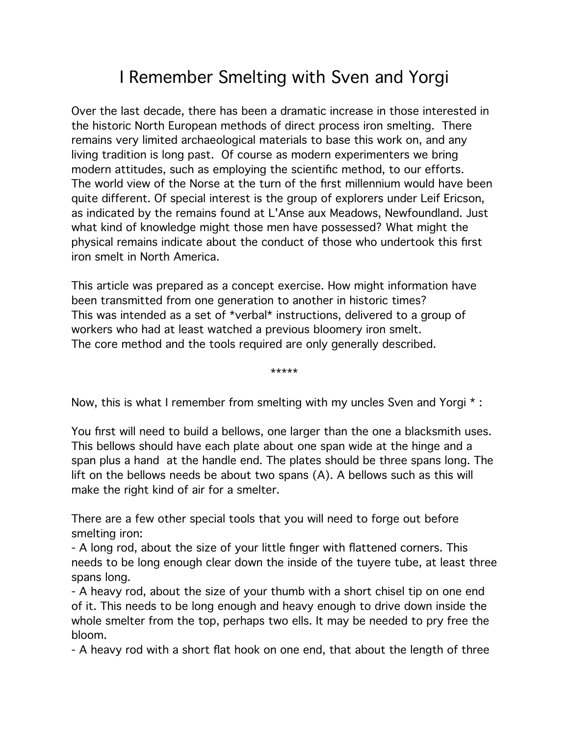# I Remember Smelting with Sven and Yorgi

Over the last decade, there has been a dramatic increase in those interested in the historic North European methods of direct process iron smelting. There remains very limited archaeological materials to base this work on, and any living tradition is long past. Of course as modern experimenters we bring modern attitudes, such as employing the scientific method, to our efforts. The world view of the Norse at the turn of the first millennium would have been quite different. Of special interest is the group of explorers under Leif Ericson, as indicated by the remains found at L'Anse aux Meadows, Newfoundland. Just what kind of knowledge might those men have possessed? What might the physical remains indicate about the conduct of those who undertook this first iron smelt in North America.

This article was prepared as a concept exercise. How might information have been transmitted from one generation to another in historic times?
This was intended as a set of *verbal* instructions, delivered to a group of workers who had at least watched a previous bloomery iron smelt.
The core method and the tools required are only generally described.

*****

Now, this is what I remember from smelting with my uncles Sven and Yorgi * :

You first will need to build a bellows, one larger than the one a blacksmith uses. This bellows should have each plate about one span wide at the hinge and a span plus a hand at the handle end. The plates should be three spans long. The lift on the bellows needs be about two spans (A). A bellows such as this will make the right kind of air for a smelter.

There are a few other special tools that you will need to forge out before smelting iron:

- A long rod, about the size of your little finger with flattened corners. This needs to be long enough clear down the inside of the tuyere tube, at least three spans long.
- A heavy rod, about the size of your thumb with a short chisel tip on one end of it. This needs to be long enough and heavy enough to drive down inside the whole smelter from the top, perhaps two ells. It may be needed to pry free the bloom.
- A heavy rod with a short flat hook on one end, that about the length of three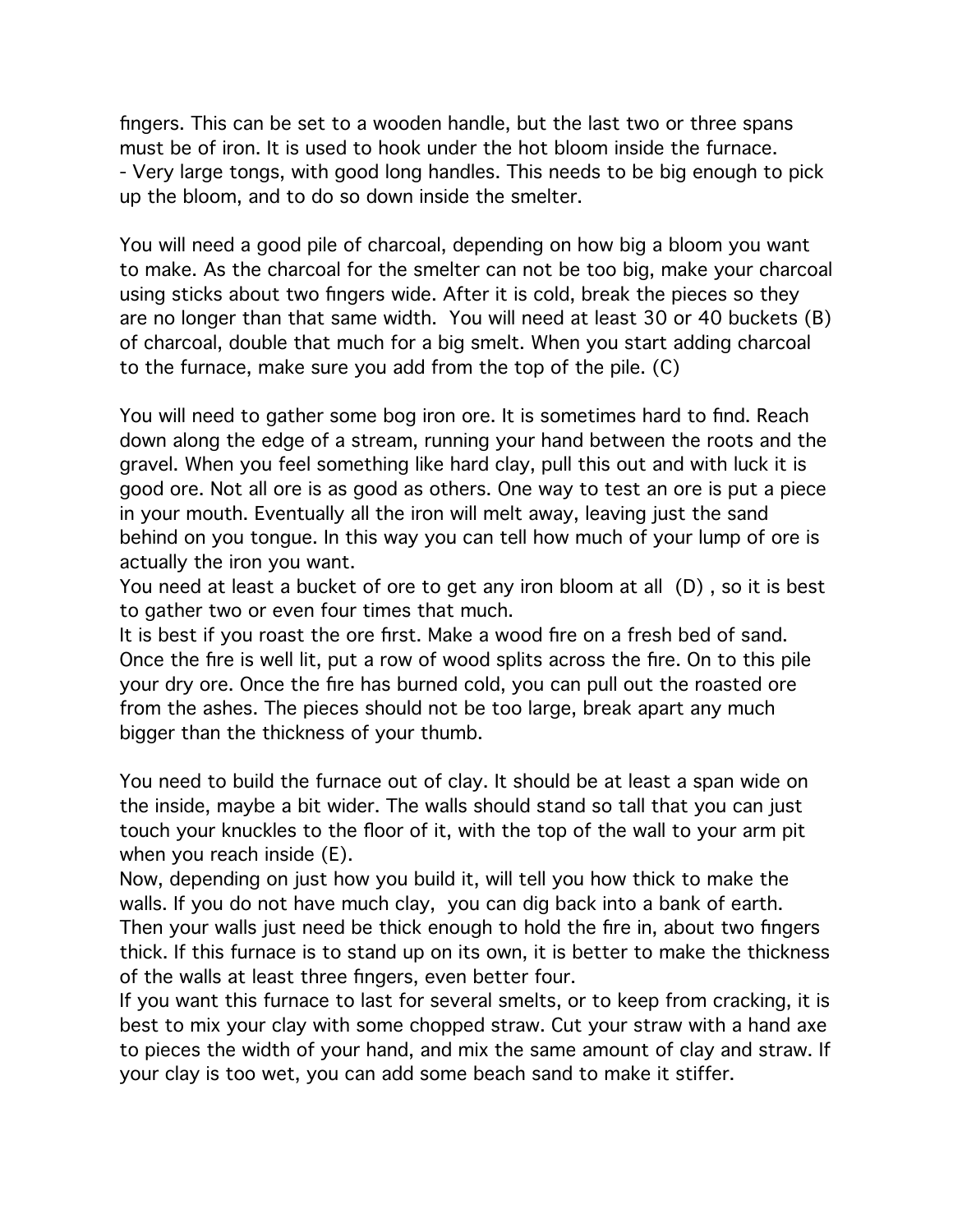fingers. This can be set to a wooden handle, but the last two or three spans must be of iron. It is used to hook under the hot bloom inside the furnace.
- Very large tongs, with good long handles. This needs to be big enough to pick up the bloom, and to do so down inside the smelter.

You will need a good pile of charcoal, depending on how big a bloom you want to make. As the charcoal for the smelter can not be too big, make your charcoal using sticks about two fingers wide. After it is cold, break the pieces so they are no longer than that same width. You will need at least 30 or 40 buckets (B) of charcoal, double that much for a big smelt. When you start adding charcoal to the furnace, make sure you add from the top of the pile. (C)

You will need to gather some bog iron ore. It is sometimes hard to find. Reach down along the edge of a stream, running your hand between the roots and the gravel. When you feel something like hard clay, pull this out and with luck it is good ore. Not all ore is as good as others. One way to test an ore is put a piece in your mouth. Eventually all the iron will melt away, leaving just the sand behind on you tongue. In this way you can tell how much of your lump of ore is actually the iron you want.
You need at least a bucket of ore to get any iron bloom at all (D) , so it is best to gather two or even four times that much.
It is best if you roast the ore first. Make a wood fire on a fresh bed of sand. Once the fire is well lit, put a row of wood splits across the fire. On to this pile your dry ore. Once the fire has burned cold, you can pull out the roasted ore from the ashes. The pieces should not be too large, break apart any much bigger than the thickness of your thumb.

You need to build the furnace out of clay. It should be at least a span wide on the inside, maybe a bit wider. The walls should stand so tall that you can just touch your knuckles to the floor of it, with the top of the wall to your arm pit when you reach inside (E).
Now, depending on just how you build it, will tell you how thick to make the walls. If you do not have much clay, you can dig back into a bank of earth. Then your walls just need be thick enough to hold the fire in, about two fingers thick. If this furnace is to stand up on its own, it is better to make the thickness of the walls at least three fingers, even better four.
If you want this furnace to last for several smelts, or to keep from cracking, it is best to mix your clay with some chopped straw. Cut your straw with a hand axe to pieces the width of your hand, and mix the same amount of clay and straw. If your clay is too wet, you can add some beach sand to make it stiffer.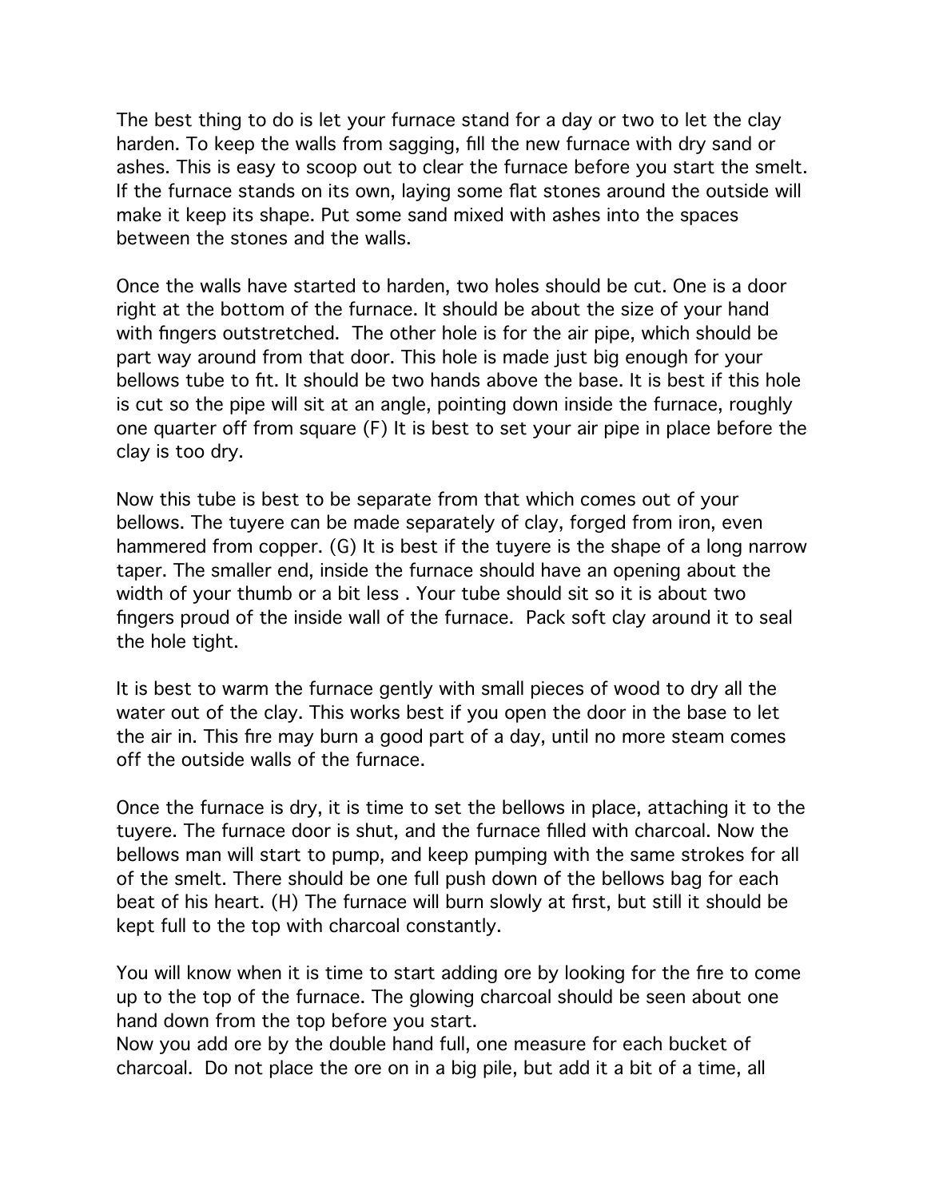The best thing to do is let your furnace stand for a day or two to let the clay harden. To keep the walls from sagging, fill the new furnace with dry sand or ashes. This is easy to scoop out to clear the furnace before you start the smelt. If the furnace stands on its own, laying some flat stones around the outside will make it keep its shape. Put some sand mixed with ashes into the spaces between the stones and the walls.

Once the walls have started to harden, two holes should be cut. One is a door right at the bottom of the furnace. It should be about the size of your hand with fingers outstretched. The other hole is for the air pipe, which should be part way around from that door. This hole is made just big enough for your bellows tube to fit. It should be two hands above the base. It is best if this hole is cut so the pipe will sit at an angle, pointing down inside the furnace, roughly one quarter off from square (F) It is best to set your air pipe in place before the clay is too dry.

Now this tube is best to be separate from that which comes out of your bellows. The tuyere can be made separately of clay, forged from iron, even hammered from copper. (G) It is best if the tuyere is the shape of a long narrow taper. The smaller end, inside the furnace should have an opening about the width of your thumb or a bit less . Your tube should sit so it is about two fingers proud of the inside wall of the furnace. Pack soft clay around it to seal the hole tight.

It is best to warm the furnace gently with small pieces of wood to dry all the water out of the clay. This works best if you open the door in the base to let the air in. This fire may burn a good part of a day, until no more steam comes off the outside walls of the furnace.

Once the furnace is dry, it is time to set the bellows in place, attaching it to the tuyere. The furnace door is shut, and the furnace filled with charcoal. Now the bellows man will start to pump, and keep pumping with the same strokes for all of the smelt. There should be one full push down of the bellows bag for each beat of his heart. (H) The furnace will burn slowly at first, but still it should be kept full to the top with charcoal constantly.

You will know when it is time to start adding ore by looking for the fire to come up to the top of the furnace. The glowing charcoal should be seen about one hand down from the top before you start.
Now you add ore by the double hand full, one measure for each bucket of charcoal. Do not place the ore on in a big pile, but add it a bit of a time, all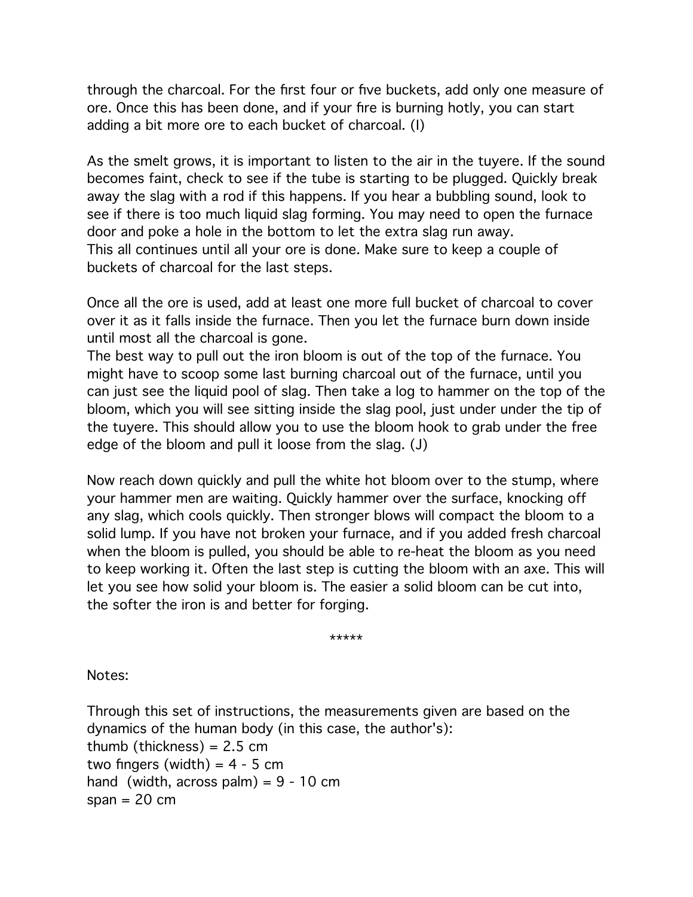through the charcoal. For the first four or five buckets, add only one measure of ore. Once this has been done, and if your fire is burning hotly, you can start adding a bit more ore to each bucket of charcoal. (I)

As the smelt grows, it is important to listen to the air in the tuyere. If the sound becomes faint, check to see if the tube is starting to be plugged. Quickly break away the slag with a rod if this happens. If you hear a bubbling sound, look to see if there is too much liquid slag forming. You may need to open the furnace door and poke a hole in the bottom to let the extra slag run away.
This all continues until all your ore is done. Make sure to keep a couple of buckets of charcoal for the last steps.

Once all the ore is used, add at least one more full bucket of charcoal to cover over it as it falls inside the furnace. Then you let the furnace burn down inside until most all the charcoal is gone.
The best way to pull out the iron bloom is out of the top of the furnace. You might have to scoop some last burning charcoal out of the furnace, until you can just see the liquid pool of slag. Then take a log to hammer on the top of the bloom, which you will see sitting inside the slag pool, just under under the tip of the tuyere. This should allow you to use the bloom hook to grab under the free edge of the bloom and pull it loose from the slag. (J)

Now reach down quickly and pull the white hot bloom over to the stump, where your hammer men are waiting. Quickly hammer over the surface, knocking off any slag, which cools quickly. Then stronger blows will compact the bloom to a solid lump. If you have not broken your furnace, and if you added fresh charcoal when the bloom is pulled, you should be able to re-heat the bloom as you need to keep working it. Often the last step is cutting the bloom with an axe. This will let you see how solid your bloom is. The easier a solid bloom can be cut into, the softer the iron is and better for forging.

*****

Notes:

Through this set of instructions, the measurements given are based on the dynamics of the human body (in this case, the author's):
thumb (thickness) = 2.5 cm
two fingers (width) = 4 - 5 cm
hand (width, across palm) = 9 - 10 cm
span = 20 cm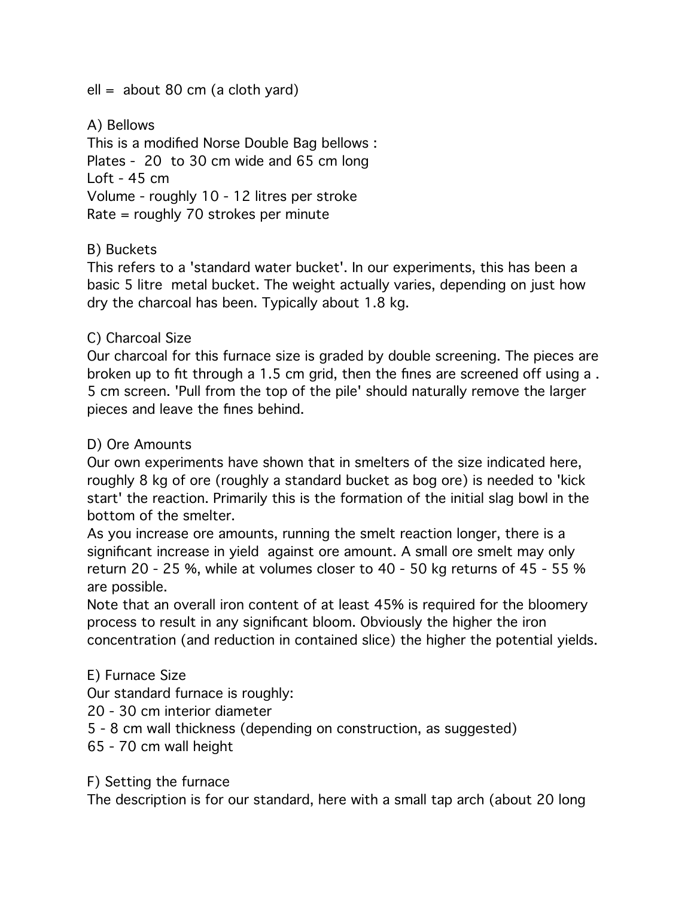ell =  about 80 cm (a cloth yard)

A) Bellows

This is a modified Norse Double Bag bellows :
Plates -  20  to 30 cm wide and 65 cm long
Loft - 45 cm
Volume - roughly 10 - 12 litres per stroke
Rate = roughly 70 strokes per minute

B) Buckets

This refers to a 'standard water bucket'. In our experiments, this has been a basic 5 litre  metal bucket. The weight actually varies, depending on just how dry the charcoal has been. Typically about 1.8 kg.

C) Charcoal Size

Our charcoal for this furnace size is graded by double screening. The pieces are broken up to fit through a 1.5 cm grid, then the fines are screened off using a . 5 cm screen. 'Pull from the top of the pile' should naturally remove the larger pieces and leave the fines behind.

D) Ore Amounts

Our own experiments have shown that in smelters of the size indicated here, roughly 8 kg of ore (roughly a standard bucket as bog ore) is needed to 'kick start' the reaction. Primarily this is the formation of the initial slag bowl in the bottom of the smelter.

As you increase ore amounts, running the smelt reaction longer, there is a significant increase in yield  against ore amount. A small ore smelt may only return 20 - 25 %, while at volumes closer to 40 - 50 kg returns of 45 - 55 % are possible.

Note that an overall iron content of at least 45% is required for the bloomery process to result in any significant bloom. Obviously the higher the iron concentration (and reduction in contained slice) the higher the potential yields.

E) Furnace Size

Our standard furnace is roughly:

20 - 30 cm interior diameter

5 - 8 cm wall thickness (depending on construction, as suggested)

65 - 70 cm wall height

F) Setting the furnace

The description is for our standard, here with a small tap arch (about 20 long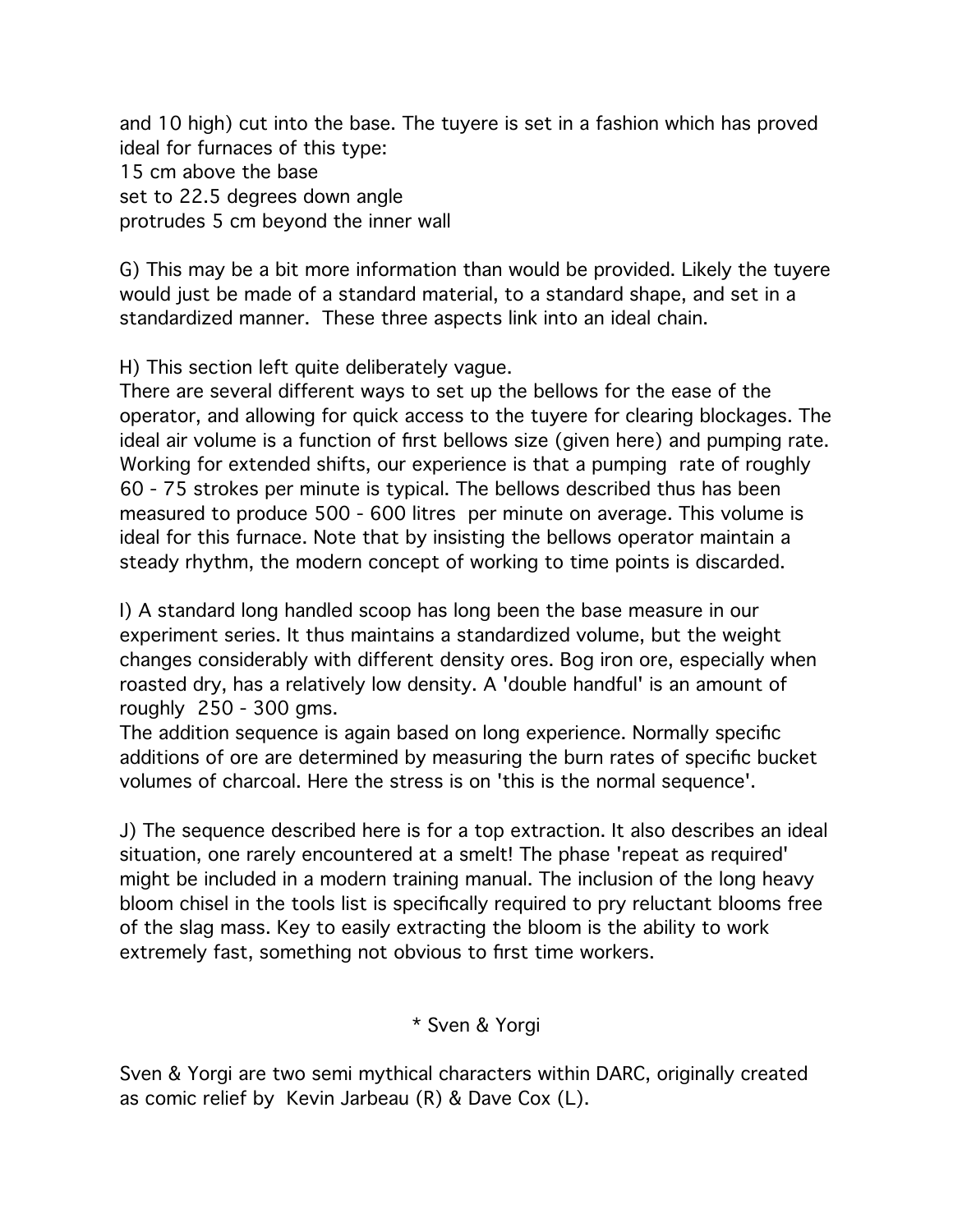and 10 high) cut into the base. The tuyere is set in a fashion which has proved ideal for furnaces of this type:
15 cm above the base
set to 22.5 degrees down angle
protrudes 5 cm beyond the inner wall

G) This may be a bit more information than would be provided. Likely the tuyere would just be made of a standard material, to a standard shape, and set in a standardized manner. These three aspects link into an ideal chain.

H) This section left quite deliberately vague.
There are several different ways to set up the bellows for the ease of the operator, and allowing for quick access to the tuyere for clearing blockages. The ideal air volume is a function of first bellows size (given here) and pumping rate. Working for extended shifts, our experience is that a pumping rate of roughly 60 - 75 strokes per minute is typical. The bellows described thus has been measured to produce 500 - 600 litres per minute on average. This volume is ideal for this furnace. Note that by insisting the bellows operator maintain a steady rhythm, the modern concept of working to time points is discarded.

I) A standard long handled scoop has long been the base measure in our experiment series. It thus maintains a standardized volume, but the weight changes considerably with different density ores. Bog iron ore, especially when roasted dry, has a relatively low density. A 'double handful' is an amount of roughly 250 - 300 gms.
The addition sequence is again based on long experience. Normally specific additions of ore are determined by measuring the burn rates of specific bucket volumes of charcoal. Here the stress is on 'this is the normal sequence'.

J) The sequence described here is for a top extraction. It also describes an ideal situation, one rarely encountered at a smelt! The phase 'repeat as required' might be included in a modern training manual. The inclusion of the long heavy bloom chisel in the tools list is specifically required to pry reluctant blooms free of the slag mass. Key to easily extracting the bloom is the ability to work extremely fast, something not obvious to first time workers.

* Sven & Yorgi

Sven & Yorgi are two semi mythical characters within DARC, originally created as comic relief by Kevin Jarbeau (R) & Dave Cox (L).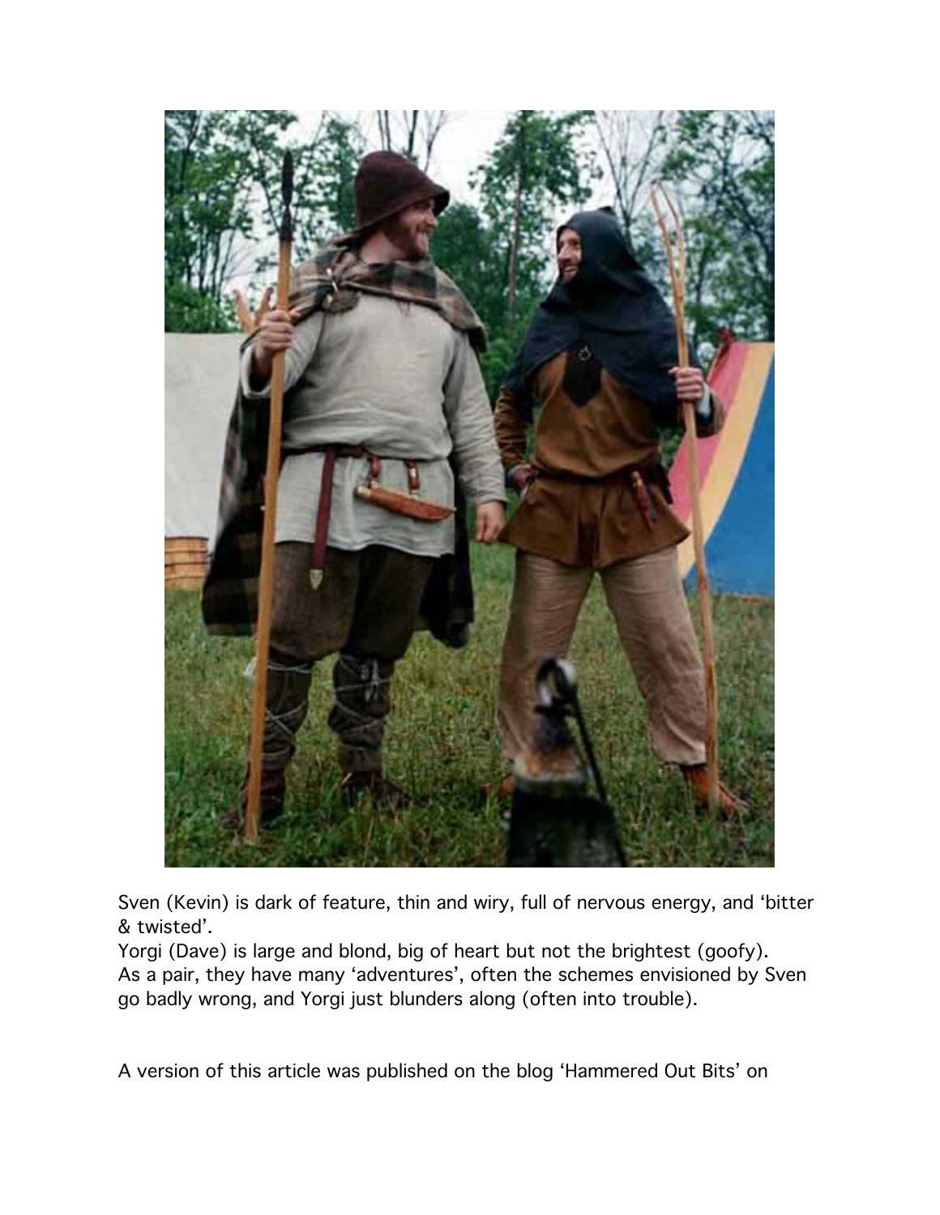Sven (Kevin) is dark of feature, thin and wiry, full of nervous energy, and 'bitter & twisted'.
Yorgi (Dave) is large and blond, big of heart but not the brightest (goofy).
As a pair, they have many 'adventures', often the schemes envisioned by Sven go badly wrong, and Yorgi just blunders along (often into trouble).

A version of this article was published on the blog 'Hammered Out Bits' on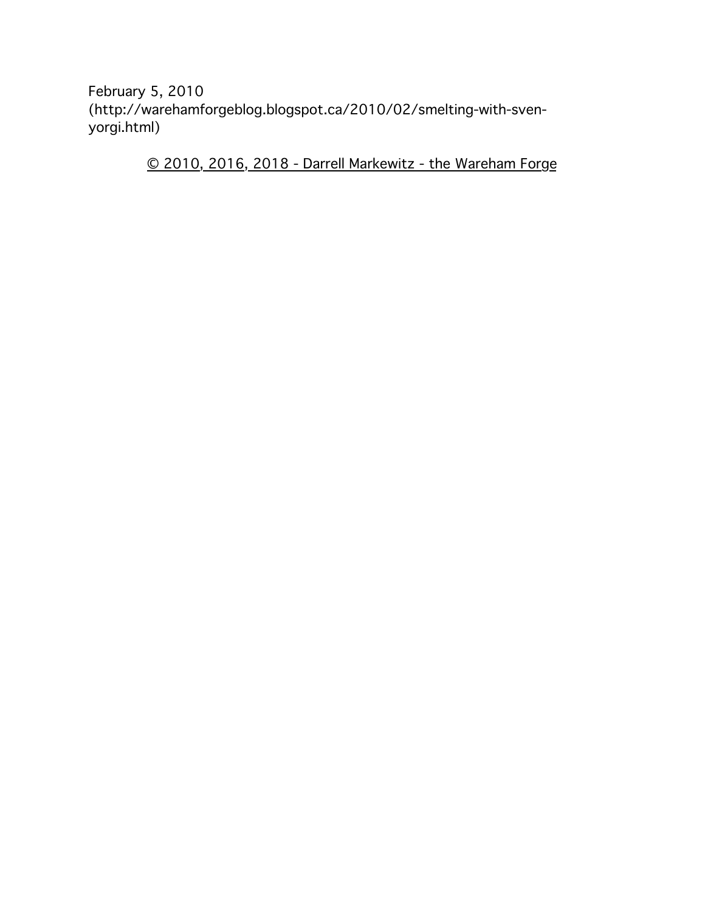February 5, 2010
(http://warehamforgeblog.blogspot.ca/2010/02/smelting-with-sven-yorgi.html)

© 2010, 2016, 2018 - Darrell Markewitz - the Wareham Forge